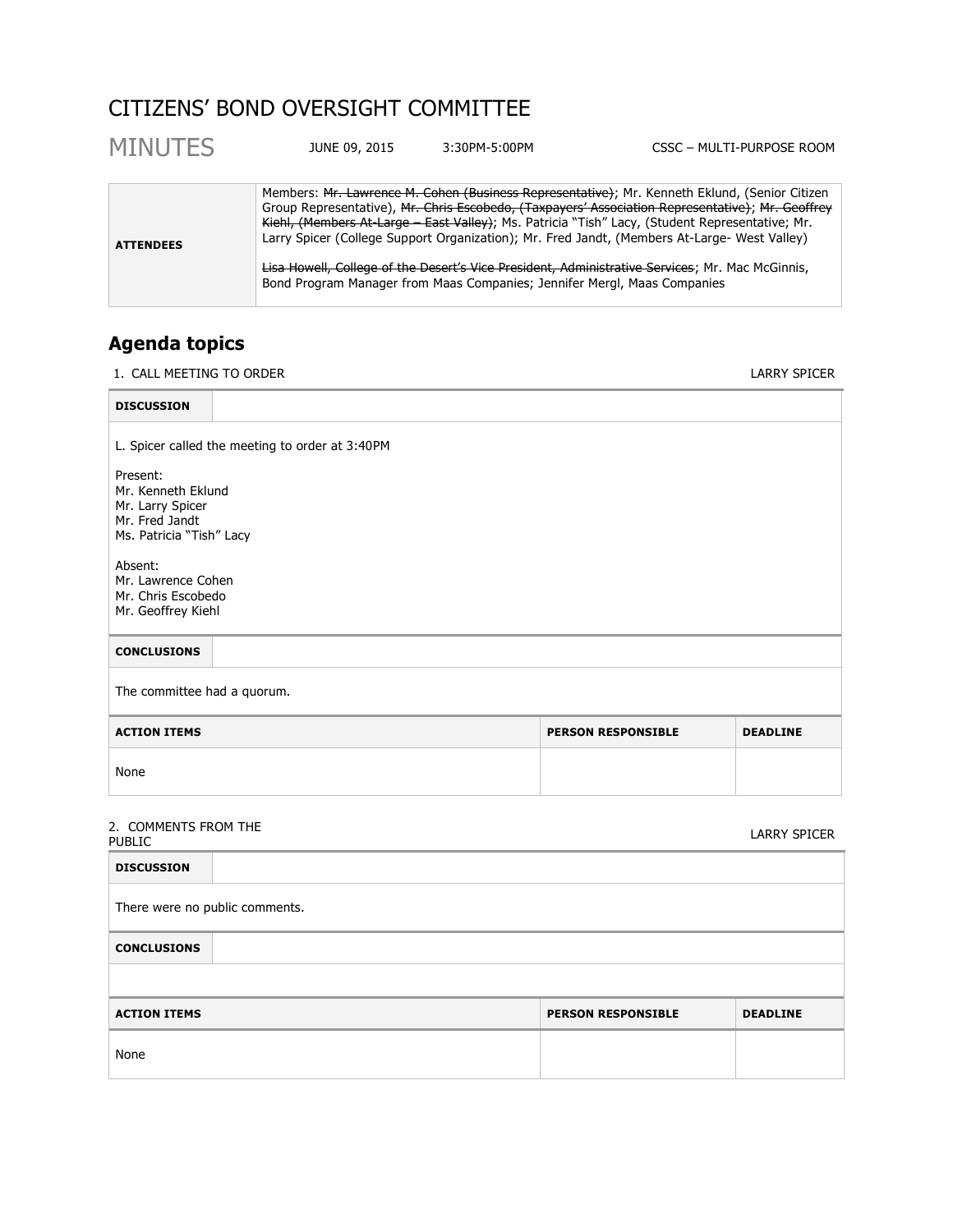# CITIZENS' BOND OVERSIGHT COMMITTEE

## MINUTES

JUNE 09, 2015 | 3:30PM-5:00PM | CSSC – MULTI-PURPOSE ROOM

| **ATTENDEES** | Members: ~~Mr. Lawrence M. Cohen (Business Representative)~~; Mr. Kenneth Eklund, (Senior Citizen Group Representative), ~~Mr. Chris Escobedo, (Taxpayers' Association Representative)~~; ~~Mr. Geoffrey Kiehl, (Members At-Large – East Valley)~~; Ms. Patricia "Tish" Lacy, (Student Representative; Mr. Larry Spicer (College Support Organization); Mr. Fred Jandt, (Members At-Large- West Valley)<br><br>~~Lisa Howell, College of the Desert's Vice President, Administrative Services~~; Mr. Mac McGinnis, Bond Program Manager from Maas Companies; Jennifer Mergl, Maas Companies |
|---|---|

## Agenda topics

### 1. CALL MEETING TO ORDER — LARRY SPICER

**DISCUSSION**

L. Spicer called the meeting to order at 3:40PM

Present:
Mr. Kenneth Eklund
Mr. Larry Spicer
Mr. Fred Jandt
Ms. Patricia "Tish" Lacy

Absent:
Mr. Lawrence Cohen
Mr. Chris Escobedo
Mr. Geoffrey Kiehl

**CONCLUSIONS**

The committee had a quorum.

| ACTION ITEMS | PERSON RESPONSIBLE | DEADLINE |
|---|---|---|
| None | | |

### 2. COMMENTS FROM THE PUBLIC — LARRY SPICER

**DISCUSSION**

There were no public comments.

**CONCLUSIONS**

| ACTION ITEMS | PERSON RESPONSIBLE | DEADLINE |
|---|---|---|
| None | | |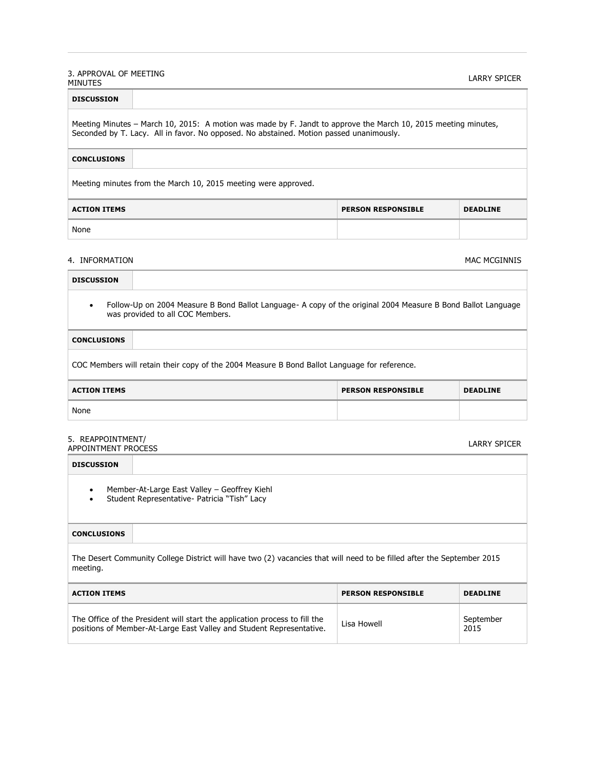### 3. APPROVAL OF MEETING MINUTES — LARRY SPICER

**DISCUSSION**

Meeting Minutes – March 10, 2015: A motion was made by F. Jandt to approve the March 10, 2015 meeting minutes, Seconded by T. Lacy. All in favor. No opposed. No abstained. Motion passed unanimously.

**CONCLUSIONS**

Meeting minutes from the March 10, 2015 meeting were approved.

| ACTION ITEMS | PERSON RESPONSIBLE | DEADLINE |
|---|---|---|
| None | | |

### 4. INFORMATION — MAC MCGINNIS

**DISCUSSION**

- Follow-Up on 2004 Measure B Bond Ballot Language- A copy of the original 2004 Measure B Bond Ballot Language was provided to all COC Members.

**CONCLUSIONS**

COC Members will retain their copy of the 2004 Measure B Bond Ballot Language for reference.

| ACTION ITEMS | PERSON RESPONSIBLE | DEADLINE |
|---|---|---|
| None | | |

### 5. REAPPOINTMENT/ APPOINTMENT PROCESS — LARRY SPICER

**DISCUSSION**

- Member-At-Large East Valley – Geoffrey Kiehl
- Student Representative- Patricia "Tish" Lacy

**CONCLUSIONS**

The Desert Community College District will have two (2) vacancies that will need to be filled after the September 2015 meeting.

| ACTION ITEMS | PERSON RESPONSIBLE | DEADLINE |
|---|---|---|
| The Office of the President will start the application process to fill the positions of Member-At-Large East Valley and Student Representative. | Lisa Howell | September 2015 |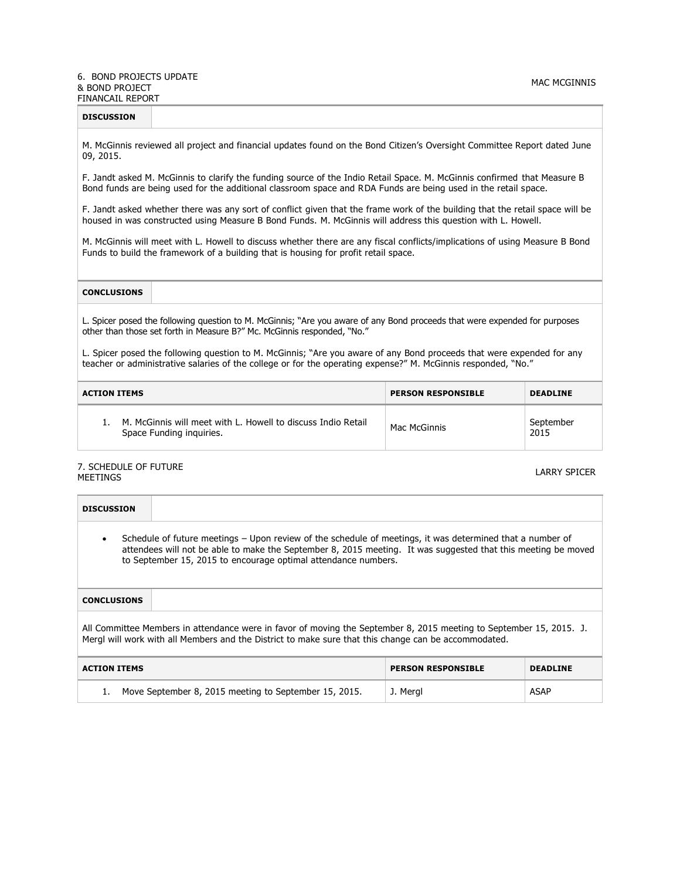### 6. BOND PROJECTS UPDATE & BOND PROJECT FINANCAIL REPORT

MAC MCGINNIS

**DISCUSSION**

M. McGinnis reviewed all project and financial updates found on the Bond Citizen's Oversight Committee Report dated June 09, 2015.

F. Jandt asked M. McGinnis to clarify the funding source of the Indio Retail Space. M. McGinnis confirmed that Measure B Bond funds are being used for the additional classroom space and RDA Funds are being used in the retail space.

F. Jandt asked whether there was any sort of conflict given that the frame work of the building that the retail space will be housed in was constructed using Measure B Bond Funds. M. McGinnis will address this question with L. Howell.

M. McGinnis will meet with L. Howell to discuss whether there are any fiscal conflicts/implications of using Measure B Bond Funds to build the framework of a building that is housing for profit retail space.

**CONCLUSIONS**

L. Spicer posed the following question to M. McGinnis; "Are you aware of any Bond proceeds that were expended for purposes other than those set forth in Measure B?" Mc. McGinnis responded, "No."

L. Spicer posed the following question to M. McGinnis; "Are you aware of any Bond proceeds that were expended for any teacher or administrative salaries of the college or for the operating expense?" M. McGinnis responded, "No."

| ACTION ITEMS | PERSON RESPONSIBLE | DEADLINE |
|---|---|---|
| 1. M. McGinnis will meet with L. Howell to discuss Indio Retail Space Funding inquiries. | Mac McGinnis | September 2015 |

### 7. SCHEDULE OF FUTURE MEETINGS

LARRY SPICER

**DISCUSSION**

- Schedule of future meetings – Upon review of the schedule of meetings, it was determined that a number of attendees will not be able to make the September 8, 2015 meeting. It was suggested that this meeting be moved to September 15, 2015 to encourage optimal attendance numbers.

**CONCLUSIONS**

All Committee Members in attendance were in favor of moving the September 8, 2015 meeting to September 15, 2015. J. Mergl will work with all Members and the District to make sure that this change can be accommodated.

| ACTION ITEMS | PERSON RESPONSIBLE | DEADLINE |
|---|---|---|
| 1. Move September 8, 2015 meeting to September 15, 2015. | J. Mergl | ASAP |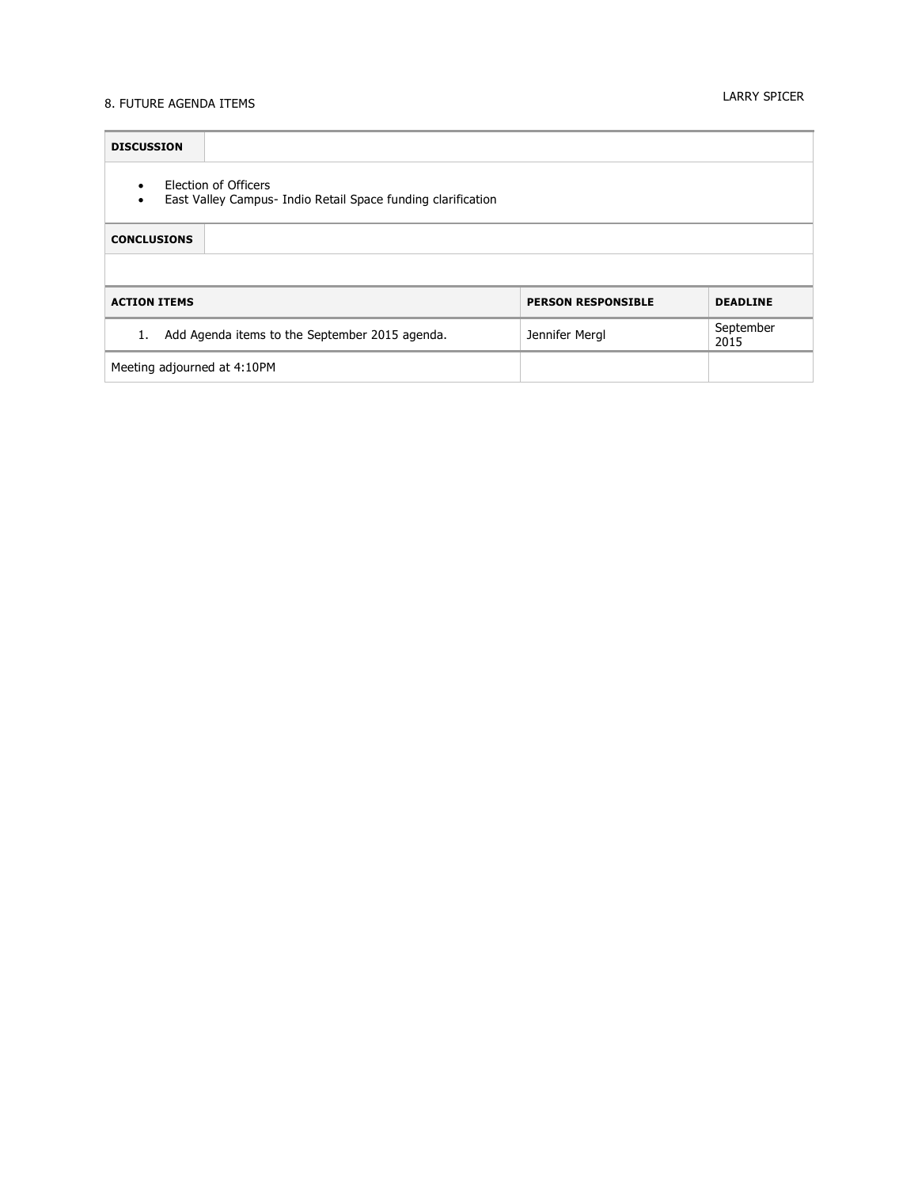8. FUTURE AGENDA ITEMS

LARRY SPICER

| DISCUSSION | | |
|---|---|---|
| • Election of Officers<br>• East Valley Campus- Indio Retail Space funding clarification | | |
| **CONCLUSIONS** | | |
| | | |
| **ACTION ITEMS** | **PERSON RESPONSIBLE** | **DEADLINE** |
| 1. Add Agenda items to the September 2015 agenda. | Jennifer Mergl | September 2015 |
| Meeting adjourned at 4:10PM | | |